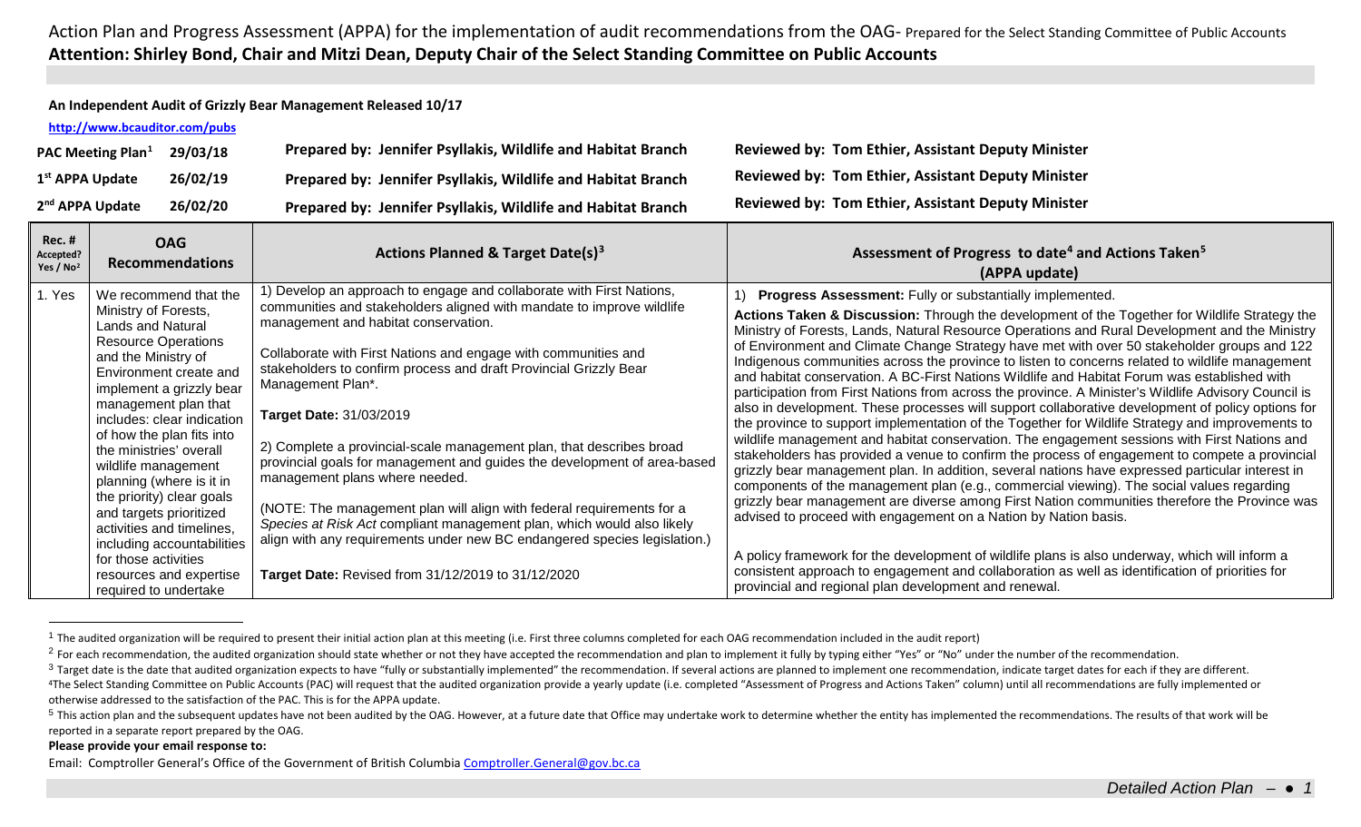# Action Plan and Progress Assessment (APPA) for the implementation of audit recommendations from the OAG- Prepared for the Select Standing Committee of Public Accounts

**Attention: Shirley Bond, Chair and Mitzi Dean, Deputy Chair of the Select Standing Committee on Public Accounts**

**An Independent Audit of Grizzly Bear Management Released 10/17**

http://www.bcauditor.com/pubs

| | | | |
|---|---|---|---|
| **PAC Meeting Plan[1]** | **29/03/18** | **Prepared by: Jennifer Psyllakis, Wildlife and Habitat Branch** | **Reviewed by: Tom Ethier, Assistant Deputy Minister** |
| **1st APPA Update** | **26/02/19** | **Prepared by: Jennifer Psyllakis, Wildlife and Habitat Branch** | **Reviewed by: Tom Ethier, Assistant Deputy Minister** |
| **2nd APPA Update** | **26/02/20** | **Prepared by: Jennifer Psyllakis, Wildlife and Habitat Branch** | **Reviewed by: Tom Ethier, Assistant Deputy Minister** |

| Rec. # Accepted? Yes / No[2] | OAG Recommendations | Actions Planned & Target Date(s)[3] | Assessment of Progress to date[4] and Actions Taken[5] (APPA update) |
|---|---|---|---|
| 1. Yes | We recommend that the Ministry of Forests, Lands and Natural Resource Operations and the Ministry of Environment create and implement a grizzly bear management plan that includes: clear indication of how the plan fits into the ministries' overall wildlife management planning (where is it in the priority) clear goals and targets prioritized activities and timelines, including accountabilities for those activities resources and expertise required to undertake | 1) Develop an approach to engage and collaborate with First Nations, communities and stakeholders aligned with mandate to improve wildlife management and habitat conservation.<br><br>Collaborate with First Nations and engage with communities and stakeholders to confirm process and draft Provincial Grizzly Bear Management Plan*.<br><br>**Target Date:** 31/03/2019<br><br>2) Complete a provincial-scale management plan, that describes broad provincial goals for management and guides the development of area-based management plans where needed.<br><br>(NOTE: The management plan will align with federal requirements for a *Species at Risk Act* compliant management plan, which would also likely align with any requirements under new BC endangered species legislation.)<br><br>**Target Date:** Revised from 31/12/2019 to 31/12/2020 | 1) **Progress Assessment:** Fully or substantially implemented.<br><br>**Actions Taken & Discussion:** Through the development of the Together for Wildlife Strategy the Ministry of Forests, Lands, Natural Resource Operations and Rural Development and the Ministry of Environment and Climate Change Strategy have met with over 50 stakeholder groups and 122 Indigenous communities across the province to listen to concerns related to wildlife management and habitat conservation. A BC-First Nations Wildlife and Habitat Forum was established with participation from First Nations from across the province. A Minister's Wildlife Advisory Council is also in development. These processes will support collaborative development of policy options for the province to support implementation of the Together for Wildlife Strategy and improvements to wildlife management and habitat conservation. The engagement sessions with First Nations and stakeholders has provided a venue to confirm the process of engagement to compete a provincial grizzly bear management plan. In addition, several nations have expressed particular interest in components of the management plan (e.g., commercial viewing). The social values regarding grizzly bear management are diverse among First Nation communities therefore the Province was advised to proceed with engagement on a Nation by Nation basis.<br><br>A policy framework for the development of wildlife plans is also underway, which will inform a consistent approach to engagement and collaboration as well as identification of priorities for provincial and regional plan development and renewal. |

[1] The audited organization will be required to present their initial action plan at this meeting (i.e. First three columns completed for each OAG recommendation included in the audit report)

[2] For each recommendation, the audited organization should state whether or not they have accepted the recommendation and plan to implement it fully by typing either "Yes" or "No" under the number of the recommendation.

[3] Target date is the date that audited organization expects to have "fully or substantially implemented" the recommendation. If several actions are planned to implement one recommendation, indicate target dates for each if they are different.

[4] The Select Standing Committee on Public Accounts (PAC) will request that the audited organization provide a yearly update (i.e. completed "Assessment of Progress and Actions Taken" column) until all recommendations are fully implemented or otherwise addressed to the satisfaction of the PAC. This is for the APPA update.

[5] This action plan and the subsequent updates have not been audited by the OAG. However, at a future date that Office may undertake work to determine whether the entity has implemented the recommendations. The results of that work will be reported in a separate report prepared by the OAG.

**Please provide your email response to:**

Email: Comptroller General's Office of the Government of British Columbia Comptroller.General@gov.bc.ca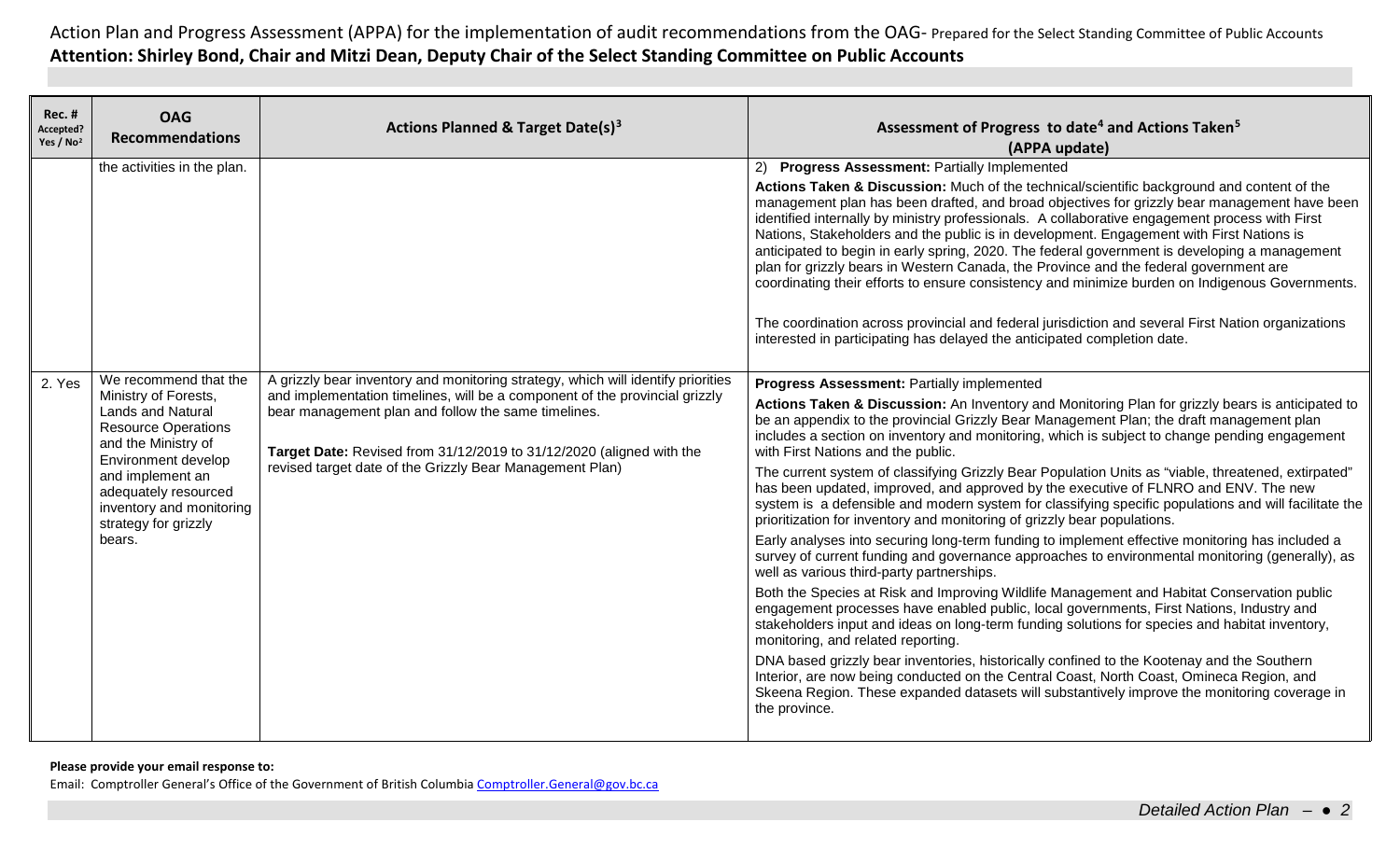Action Plan and Progress Assessment (APPA) for the implementation of audit recommendations from the OAG- Prepared for the Select Standing Committee of Public Accounts

**Attention: Shirley Bond, Chair and Mitzi Dean, Deputy Chair of the Select Standing Committee on Public Accounts**

| Rec. # Accepted? Yes / No[2] | OAG Recommendations | Actions Planned & Target Date(s)[3] | Assessment of Progress to date[4] and Actions Taken[5] (APPA update) |
|---|---|---|---|
| | the activities in the plan. | | 2) **Progress Assessment:** Partially Implemented<br>**Actions Taken & Discussion:** Much of the technical/scientific background and content of the management plan has been drafted, and broad objectives for grizzly bear management have been identified internally by ministry professionals. A collaborative engagement process with First Nations, Stakeholders and the public is in development. Engagement with First Nations is anticipated to begin in early spring, 2020. The federal government is developing a management plan for grizzly bears in Western Canada, the Province and the federal government are coordinating their efforts to ensure consistency and minimize burden on Indigenous Governments.<br><br>The coordination across provincial and federal jurisdiction and several First Nation organizations interested in participating has delayed the anticipated completion date. |
| 2. Yes | We recommend that the Ministry of Forests, Lands and Natural Resource Operations and the Ministry of Environment develop and implement an adequately resourced inventory and monitoring strategy for grizzly bears. | A grizzly bear inventory and monitoring strategy, which will identify priorities and implementation timelines, will be a component of the provincial grizzly bear management plan and follow the same timelines.<br><br>**Target Date:** Revised from 31/12/2019 to 31/12/2020 (aligned with the revised target date of the Grizzly Bear Management Plan) | **Progress Assessment:** Partially implemented<br>**Actions Taken & Discussion:** An Inventory and Monitoring Plan for grizzly bears is anticipated to be an appendix to the provincial Grizzly Bear Management Plan; the draft management plan includes a section on inventory and monitoring, which is subject to change pending engagement with First Nations and the public.<br>The current system of classifying Grizzly Bear Population Units as "viable, threatened, extirpated" has been updated, improved, and approved by the executive of FLNRO and ENV. The new system is a defensible and modern system for classifying specific populations and will facilitate the prioritization for inventory and monitoring of grizzly bear populations.<br>Early analyses into securing long-term funding to implement effective monitoring has included a survey of current funding and governance approaches to environmental monitoring (generally), as well as various third-party partnerships.<br>Both the Species at Risk and Improving Wildlife Management and Habitat Conservation public engagement processes have enabled public, local governments, First Nations, Industry and stakeholders input and ideas on long-term funding solutions for species and habitat inventory, monitoring, and related reporting.<br>DNA based grizzly bear inventories, historically confined to the Kootenay and the Southern Interior, are now being conducted on the Central Coast, North Coast, Omineca Region, and Skeena Region. These expanded datasets will substantively improve the monitoring coverage in the province. |

**Please provide your email response to:**

Email: Comptroller General's Office of the Government of British Columbia Comptroller.General@gov.bc.ca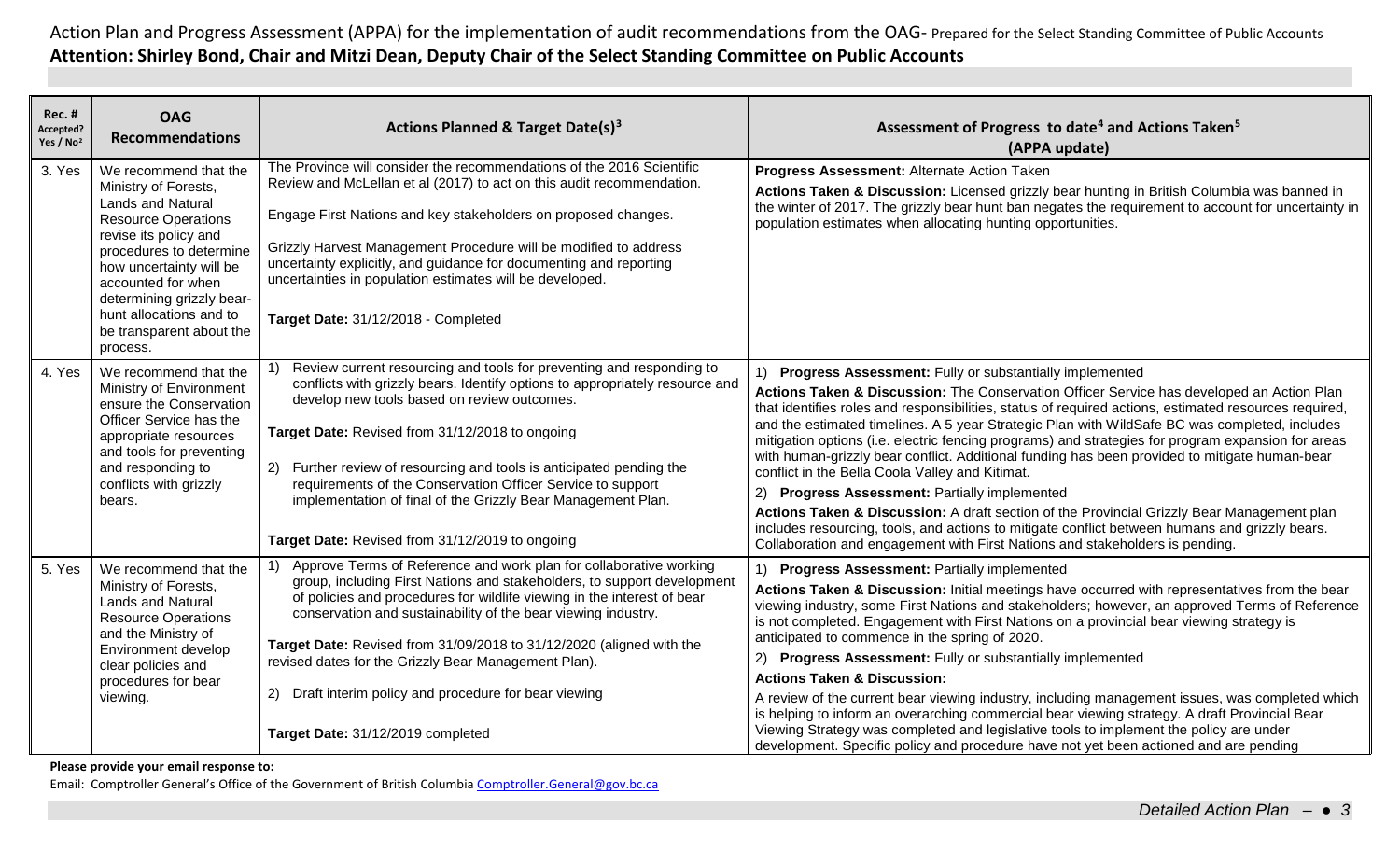Action Plan and Progress Assessment (APPA) for the implementation of audit recommendations from the OAG- Prepared for the Select Standing Committee of Public Accounts

**Attention: Shirley Bond, Chair and Mitzi Dean, Deputy Chair of the Select Standing Committee on Public Accounts**

| Rec. # Accepted? Yes / No[2] | OAG Recommendations | Actions Planned & Target Date(s)[3] | Assessment of Progress to date[4] and Actions Taken[5] (APPA update) |
|---|---|---|---|
| 3. Yes | We recommend that the Ministry of Forests, Lands and Natural Resource Operations revise its policy and procedures to determine how uncertainty will be accounted for when determining grizzly bear-hunt allocations and to be transparent about the process. | The Province will consider the recommendations of the 2016 Scientific Review and McLellan et al (2017) to act on this audit recommendation.<br><br>Engage First Nations and key stakeholders on proposed changes.<br><br>Grizzly Harvest Management Procedure will be modified to address uncertainty explicitly, and guidance for documenting and reporting uncertainties in population estimates will be developed.<br><br>**Target Date:** 31/12/2018 - Completed | **Progress Assessment:** Alternate Action Taken<br>**Actions Taken & Discussion:** Licensed grizzly bear hunting in British Columbia was banned in the winter of 2017. The grizzly bear hunt ban negates the requirement to account for uncertainty in population estimates when allocating hunting opportunities. |
| 4. Yes | We recommend that the Ministry of Environment ensure the Conservation Officer Service has the appropriate resources and tools for preventing and responding to conflicts with grizzly bears. | 1) Review current resourcing and tools for preventing and responding to conflicts with grizzly bears. Identify options to appropriately resource and develop new tools based on review outcomes.<br><br>**Target Date:** Revised from 31/12/2018 to ongoing<br><br>2) Further review of resourcing and tools is anticipated pending the requirements of the Conservation Officer Service to support implementation of final of the Grizzly Bear Management Plan.<br><br>**Target Date:** Revised from 31/12/2019 to ongoing | 1) **Progress Assessment:** Fully or substantially implemented<br>**Actions Taken & Discussion:** The Conservation Officer Service has developed an Action Plan that identifies roles and responsibilities, status of required actions, estimated resources required, and the estimated timelines. A 5 year Strategic Plan with WildSafe BC was completed, includes mitigation options (i.e. electric fencing programs) and strategies for program expansion for areas with human-grizzly bear conflict. Additional funding has been provided to mitigate human-bear conflict in the Bella Coola Valley and Kitimat.<br>2) **Progress Assessment:** Partially implemented<br>**Actions Taken & Discussion:** A draft section of the Provincial Grizzly Bear Management plan includes resourcing, tools, and actions to mitigate conflict between humans and grizzly bears. Collaboration and engagement with First Nations and stakeholders is pending. |
| 5. Yes | We recommend that the Ministry of Forests, Lands and Natural Resource Operations and the Ministry of Environment develop clear policies and procedures for bear viewing. | 1) Approve Terms of Reference and work plan for collaborative working group, including First Nations and stakeholders, to support development of policies and procedures for wildlife viewing in the interest of bear conservation and sustainability of the bear viewing industry.<br><br>**Target Date:** Revised from 31/09/2018 to 31/12/2020 (aligned with the revised dates for the Grizzly Bear Management Plan).<br><br>2) Draft interim policy and procedure for bear viewing<br><br>**Target Date:** 31/12/2019 completed | 1) **Progress Assessment:** Partially implemented<br>**Actions Taken & Discussion:** Initial meetings have occurred with representatives from the bear viewing industry, some First Nations and stakeholders; however, an approved Terms of Reference is not completed. Engagement with First Nations on a provincial bear viewing strategy is anticipated to commence in the spring of 2020.<br>2) **Progress Assessment:** Fully or substantially implemented<br>**Actions Taken & Discussion:**<br>A review of the current bear viewing industry, including management issues, was completed which is helping to inform an overarching commercial bear viewing strategy. A draft Provincial Bear Viewing Strategy was completed and legislative tools to implement the policy are under development. Specific policy and procedure have not yet been actioned and are pending |

**Please provide your email response to:**

Email: Comptroller General's Office of the Government of British Columbia Comptroller.General@gov.bc.ca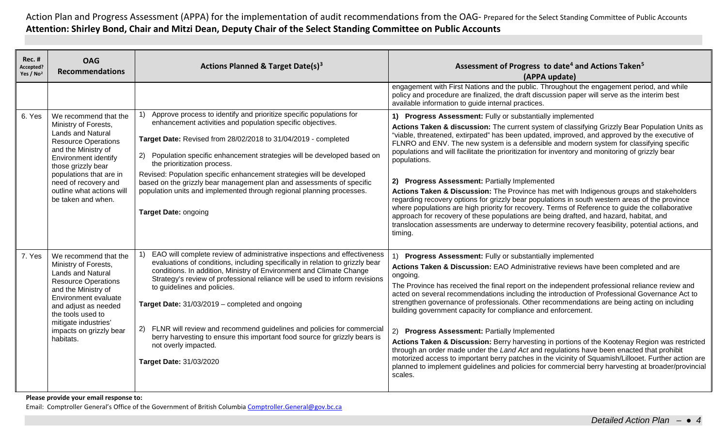Action Plan and Progress Assessment (APPA) for the implementation of audit recommendations from the OAG- Prepared for the Select Standing Committee of Public Accounts

**Attention: Shirley Bond, Chair and Mitzi Dean, Deputy Chair of the Select Standing Committee on Public Accounts**

| Rec. # Accepted? Yes / No[2] | OAG Recommendations | Actions Planned & Target Date(s)[3] | Assessment of Progress to date[4] and Actions Taken[5] (APPA update) |
|---|---|---|---|
| | | | engagement with First Nations and the public. Throughout the engagement period, and while policy and procedure are finalized, the draft discussion paper will serve as the interim best available information to guide internal practices. |
| 6. Yes | We recommend that the Ministry of Forests, Lands and Natural Resource Operations and the Ministry of Environment identify those grizzly bear populations that are in need of recovery and outline what actions will be taken and when. | 1) Approve process to identify and prioritize specific populations for enhancement activities and population specific objectives.<br><br>**Target Date:** Revised from 28/02/2018 to 31/04/2019 - completed<br><br>2) Population specific enhancement strategies will be developed based on the prioritization process.<br>Revised: Population specific enhancement strategies will be developed based on the grizzly bear management plan and assessments of specific population units and implemented through regional planning processes.<br><br>**Target Date:** ongoing | 1) **Progress Assessment:** Fully or substantially implemented<br>**Actions Taken & discussion:** The current system of classifying Grizzly Bear Population Units as "viable, threatened, extirpated" has been updated, improved, and approved by the executive of FLNRO and ENV. The new system is a defensible and modern system for classifying specific populations and will facilitate the prioritization for inventory and monitoring of grizzly bear populations.<br><br>2) **Progress Assessment:** Partially Implemented<br>**Actions Taken & Discussion:** The Province has met with Indigenous groups and stakeholders regarding recovery options for grizzly bear populations in south western areas of the province where populations are high priority for recovery. Terms of Reference to guide the collaborative approach for recovery of these populations are being drafted, and hazard, habitat, and translocation assessments are underway to determine recovery feasibility, potential actions, and timing. |
| 7. Yes | We recommend that the Ministry of Forests, Lands and Natural Resource Operations and the Ministry of Environment evaluate and adjust as needed the tools used to mitigate industries' impacts on grizzly bear habitats. | 1) EAO will complete review of administrative inspections and effectiveness evaluations of conditions, including specifically in relation to grizzly bear conditions. In addition, Ministry of Environment and Climate Change Strategy's review of professional reliance will be used to inform revisions to guidelines and policies.<br><br>**Target Date:** 31/03/2019 – completed and ongoing<br><br>2) FLNR will review and recommend guidelines and policies for commercial berry harvesting to ensure this important food source for grizzly bears is not overly impacted.<br><br>**Target Date:** 31/03/2020 | 1) **Progress Assessment:** Fully or substantially implemented<br>**Actions Taken & Discussion:** EAO Administrative reviews have been completed and are ongoing.<br>The Province has received the final report on the independent professional reliance review and acted on several recommendations including the introduction of Professional Governance Act to strengthen governance of professionals. Other recommendations are being acting on including building government capacity for compliance and enforcement.<br><br>2) **Progress Assessment:** Partially Implemented<br>**Actions Taken & Discussion:** Berry harvesting in portions of the Kootenay Region was restricted through an order made under the *Land Act* and regulations have been enacted that prohibit motorized access to important berry patches in the vicinity of Squamish/Lillooet. Further action are planned to implement guidelines and policies for commercial berry harvesting at broader/provincial scales. |

**Please provide your email response to:**

Email: Comptroller General's Office of the Government of British Columbia Comptroller.General@gov.bc.ca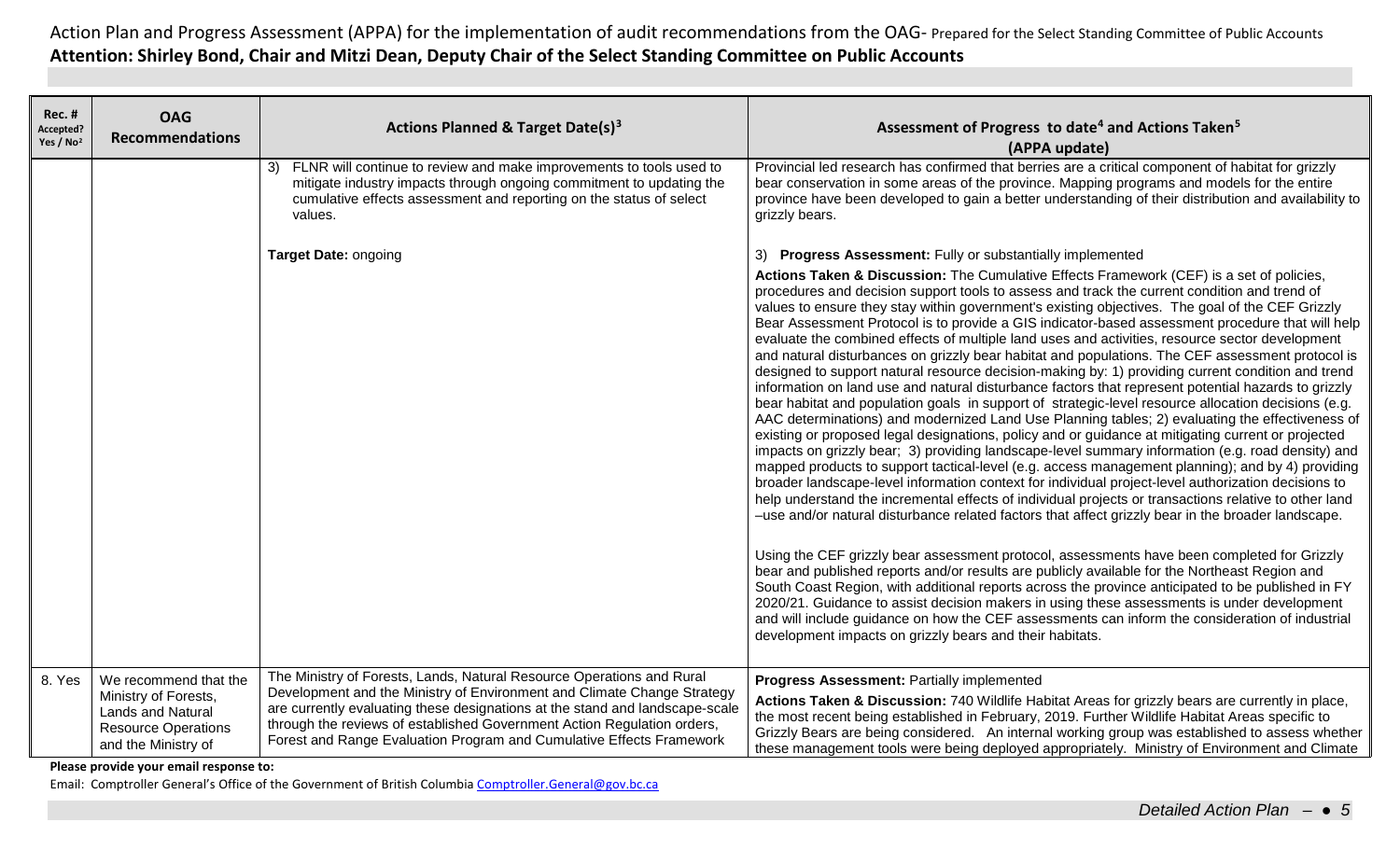Action Plan and Progress Assessment (APPA) for the implementation of audit recommendations from the OAG- Prepared for the Select Standing Committee of Public Accounts

**Attention: Shirley Bond, Chair and Mitzi Dean, Deputy Chair of the Select Standing Committee on Public Accounts**

| Rec. # Accepted? Yes / No[2] | OAG Recommendations | Actions Planned & Target Date(s)[3] | Assessment of Progress to date[4] and Actions Taken[5] (APPA update) |
|---|---|---|---|
| | | 3) FLNR will continue to review and make improvements to tools used to mitigate industry impacts through ongoing commitment to updating the cumulative effects assessment and reporting on the status of select values.<br><br>**Target Date:** ongoing | Provincial led research has confirmed that berries are a critical component of habitat for grizzly bear conservation in some areas of the province. Mapping programs and models for the entire province have been developed to gain a better understanding of their distribution and availability to grizzly bears.<br><br>3) **Progress Assessment:** Fully or substantially implemented<br><br>**Actions Taken & Discussion:** The Cumulative Effects Framework (CEF) is a set of policies, procedures and decision support tools to assess and track the current condition and trend of values to ensure they stay within government's existing objectives. The goal of the CEF Grizzly Bear Assessment Protocol is to provide a GIS indicator-based assessment procedure that will help evaluate the combined effects of multiple land uses and activities, resource sector development and natural disturbances on grizzly bear habitat and populations. The CEF assessment protocol is designed to support natural resource decision-making by: 1) providing current condition and trend information on land use and natural disturbance factors that represent potential hazards to grizzly bear habitat and population goals in support of strategic-level resource allocation decisions (e.g. AAC determinations) and modernized Land Use Planning tables; 2) evaluating the effectiveness of existing or proposed legal designations, policy and or guidance at mitigating current or projected impacts on grizzly bear; 3) providing landscape-level summary information (e.g. road density) and mapped products to support tactical-level (e.g. access management planning); and by 4) providing broader landscape-level information context for individual project-level authorization decisions to help understand the incremental effects of individual projects or transactions relative to other land –use and/or natural disturbance related factors that affect grizzly bear in the broader landscape.<br><br>Using the CEF grizzly bear assessment protocol, assessments have been completed for Grizzly bear and published reports and/or results are publicly available for the Northeast Region and South Coast Region, with additional reports across the province anticipated to be published in FY 2020/21. Guidance to assist decision makers in using these assessments is under development and will include guidance on how the CEF assessments can inform the consideration of industrial development impacts on grizzly bears and their habitats. |
| 8. Yes | We recommend that the Ministry of Forests, Lands and Natural Resource Operations and the Ministry of | The Ministry of Forests, Lands, Natural Resource Operations and Rural Development and the Ministry of Environment and Climate Change Strategy are currently evaluating these designations at the stand and landscape-scale through the reviews of established Government Action Regulation orders, Forest and Range Evaluation Program and Cumulative Effects Framework | **Progress Assessment:** Partially implemented<br><br>**Actions Taken & Discussion:** 740 Wildlife Habitat Areas for grizzly bears are currently in place, the most recent being established in February, 2019. Further Wildlife Habitat Areas specific to Grizzly Bears are being considered. An internal working group was established to assess whether these management tools were being deployed appropriately. Ministry of Environment and Climate |

**Please provide your email response to:**

Email: Comptroller General's Office of the Government of British Columbia Comptroller.General@gov.bc.ca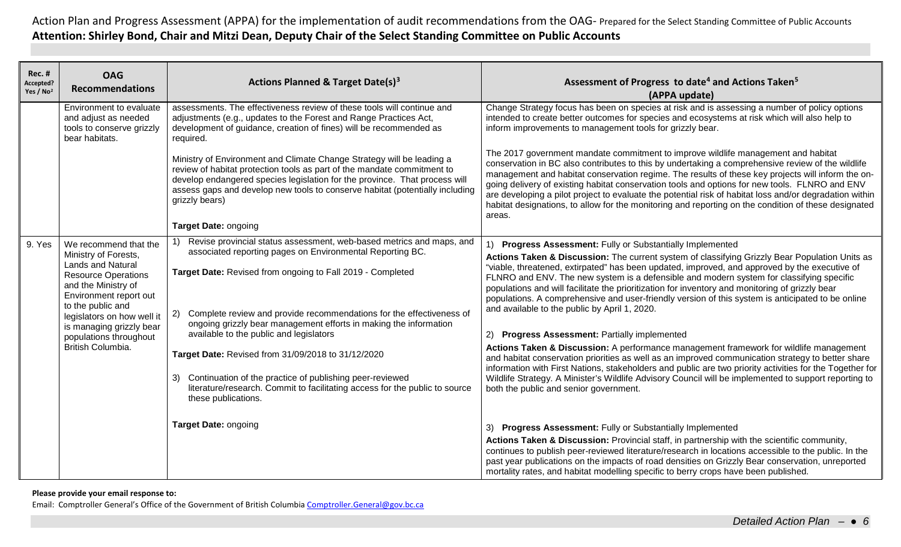Action Plan and Progress Assessment (APPA) for the implementation of audit recommendations from the OAG- Prepared for the Select Standing Committee of Public Accounts

**Attention: Shirley Bond, Chair and Mitzi Dean, Deputy Chair of the Select Standing Committee on Public Accounts**

| Rec. # Accepted? Yes / No[2] | OAG Recommendations | Actions Planned & Target Date(s)[3] | Assessment of Progress to date[4] and Actions Taken[5] (APPA update) |
|---|---|---|---|
| | Environment to evaluate and adjust as needed tools to conserve grizzly bear habitats. | assessments. The effectiveness review of these tools will continue and adjustments (e.g., updates to the Forest and Range Practices Act, development of guidance, creation of fines) will be recommended as required.<br><br>Ministry of Environment and Climate Change Strategy will be leading a review of habitat protection tools as part of the mandate commitment to develop endangered species legislation for the province. That process will assess gaps and develop new tools to conserve habitat (potentially including grizzly bears)<br><br>**Target Date:** ongoing | Change Strategy focus has been on species at risk and is assessing a number of policy options intended to create better outcomes for species and ecosystems at risk which will also help to inform improvements to management tools for grizzly bear.<br><br>The 2017 government mandate commitment to improve wildlife management and habitat conservation in BC also contributes to this by undertaking a comprehensive review of the wildlife management and habitat conservation regime. The results of these key projects will inform the on-going delivery of existing habitat conservation tools and options for new tools. FLNRO and ENV are developing a pilot project to evaluate the potential risk of habitat loss and/or degradation within habitat designations, to allow for the monitoring and reporting on the condition of these designated areas. |
| 9. Yes | We recommend that the Ministry of Forests, Lands and Natural Resource Operations and the Ministry of Environment report out to the public and legislators on how well it is managing grizzly bear populations throughout British Columbia. | 1) Revise provincial status assessment, web-based metrics and maps, and associated reporting pages on Environmental Reporting BC.<br><br>**Target Date:** Revised from ongoing to Fall 2019 - Completed<br><br>2) Complete review and provide recommendations for the effectiveness of ongoing grizzly bear management efforts in making the information available to the public and legislators<br><br>**Target Date:** Revised from 31/09/2018 to 31/12/2020<br><br>3) Continuation of the practice of publishing peer-reviewed literature/research. Commit to facilitating access for the public to source these publications.<br><br>**Target Date:** ongoing | 1) **Progress Assessment:** Fully or Substantially Implemented<br>**Actions Taken & Discussion:** The current system of classifying Grizzly Bear Population Units as "viable, threatened, extirpated" has been updated, improved, and approved by the executive of FLNRO and ENV. The new system is a defensible and modern system for classifying specific populations and will facilitate the prioritization for inventory and monitoring of grizzly bear populations. A comprehensive and user-friendly version of this system is anticipated to be online and available to the public by April 1, 2020.<br><br>2) **Progress Assessment:** Partially implemented<br>**Actions Taken & Discussion:** A performance management framework for wildlife management and habitat conservation priorities as well as an improved communication strategy to better share information with First Nations, stakeholders and public are two priority activities for the Together for Wildlife Strategy. A Minister's Wildlife Advisory Council will be implemented to support reporting to both the public and senior government.<br><br>3) **Progress Assessment:** Fully or Substantially Implemented<br>**Actions Taken & Discussion:** Provincial staff, in partnership with the scientific community, continues to publish peer-reviewed literature/research in locations accessible to the public. In the past year publications on the impacts of road densities on Grizzly Bear conservation, unreported mortality rates, and habitat modelling specific to berry crops have been published. |

**Please provide your email response to:**

Email: Comptroller General's Office of the Government of British Columbia Comptroller.General@gov.bc.ca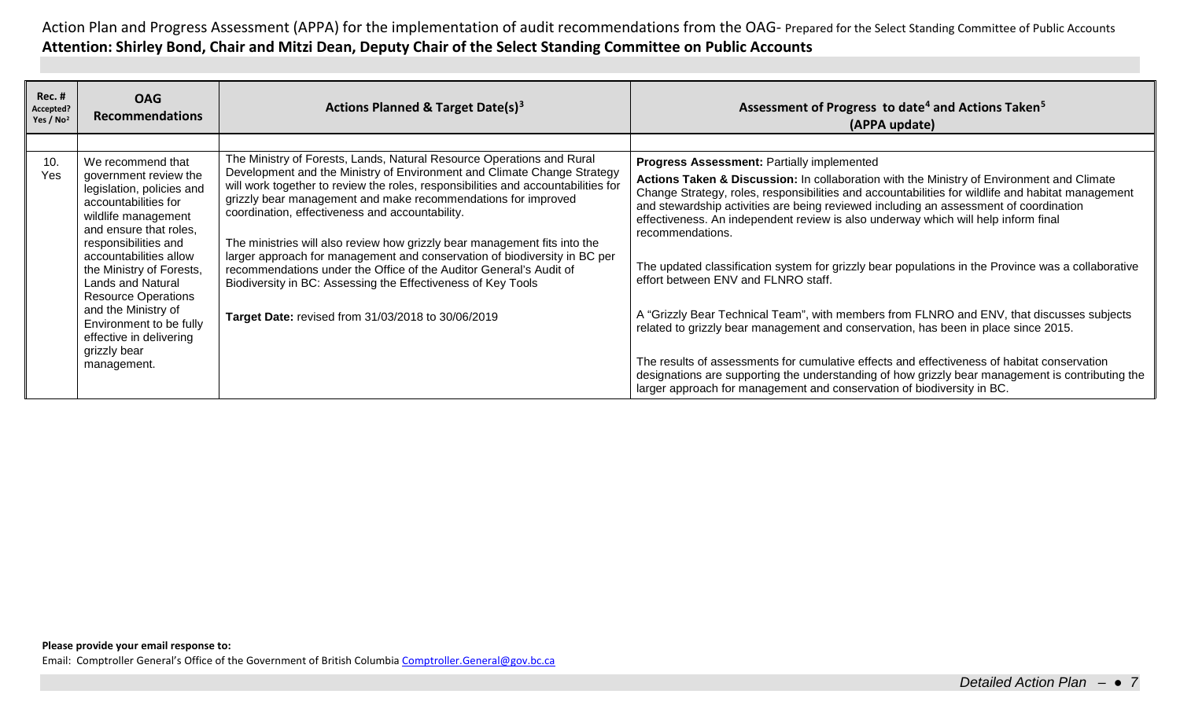Action Plan and Progress Assessment (APPA) for the implementation of audit recommendations from the OAG- Prepared for the Select Standing Committee of Public Accounts

**Attention: Shirley Bond, Chair and Mitzi Dean, Deputy Chair of the Select Standing Committee on Public Accounts**

| Rec. # Accepted? Yes / No[2] | OAG Recommendations | Actions Planned & Target Date(s)[3] | Assessment of Progress to date[4] and Actions Taken[5] (APPA update) |
|---|---|---|---|
| 10. Yes | We recommend that government review the legislation, policies and accountabilities for wildlife management and ensure that roles, responsibilities and accountabilities allow the Ministry of Forests, Lands and Natural Resource Operations and the Ministry of Environment to be fully effective in delivering grizzly bear management. | The Ministry of Forests, Lands, Natural Resource Operations and Rural Development and the Ministry of Environment and Climate Change Strategy will work together to review the roles, responsibilities and accountabilities for grizzly bear management and make recommendations for improved coordination, effectiveness and accountability.<br><br>The ministries will also review how grizzly bear management fits into the larger approach for management and conservation of biodiversity in BC per recommendations under the Office of the Auditor General's Audit of Biodiversity in BC: Assessing the Effectiveness of Key Tools<br><br>**Target Date:** revised from 31/03/2018 to 30/06/2019 | **Progress Assessment:** Partially implemented<br><br>**Actions Taken & Discussion:** In collaboration with the Ministry of Environment and Climate Change Strategy, roles, responsibilities and accountabilities for wildlife and habitat management and stewardship activities are being reviewed including an assessment of coordination effectiveness. An independent review is also underway which will help inform final recommendations.<br><br>The updated classification system for grizzly bear populations in the Province was a collaborative effort between ENV and FLNRO staff.<br><br>A "Grizzly Bear Technical Team", with members from FLNRO and ENV, that discusses subjects related to grizzly bear management and conservation, has been in place since 2015.<br><br>The results of assessments for cumulative effects and effectiveness of habitat conservation designations are supporting the understanding of how grizzly bear management is contributing the larger approach for management and conservation of biodiversity in BC. |

**Please provide your email response to:**

Email: Comptroller General's Office of the Government of British Columbia Comptroller.General@gov.bc.ca